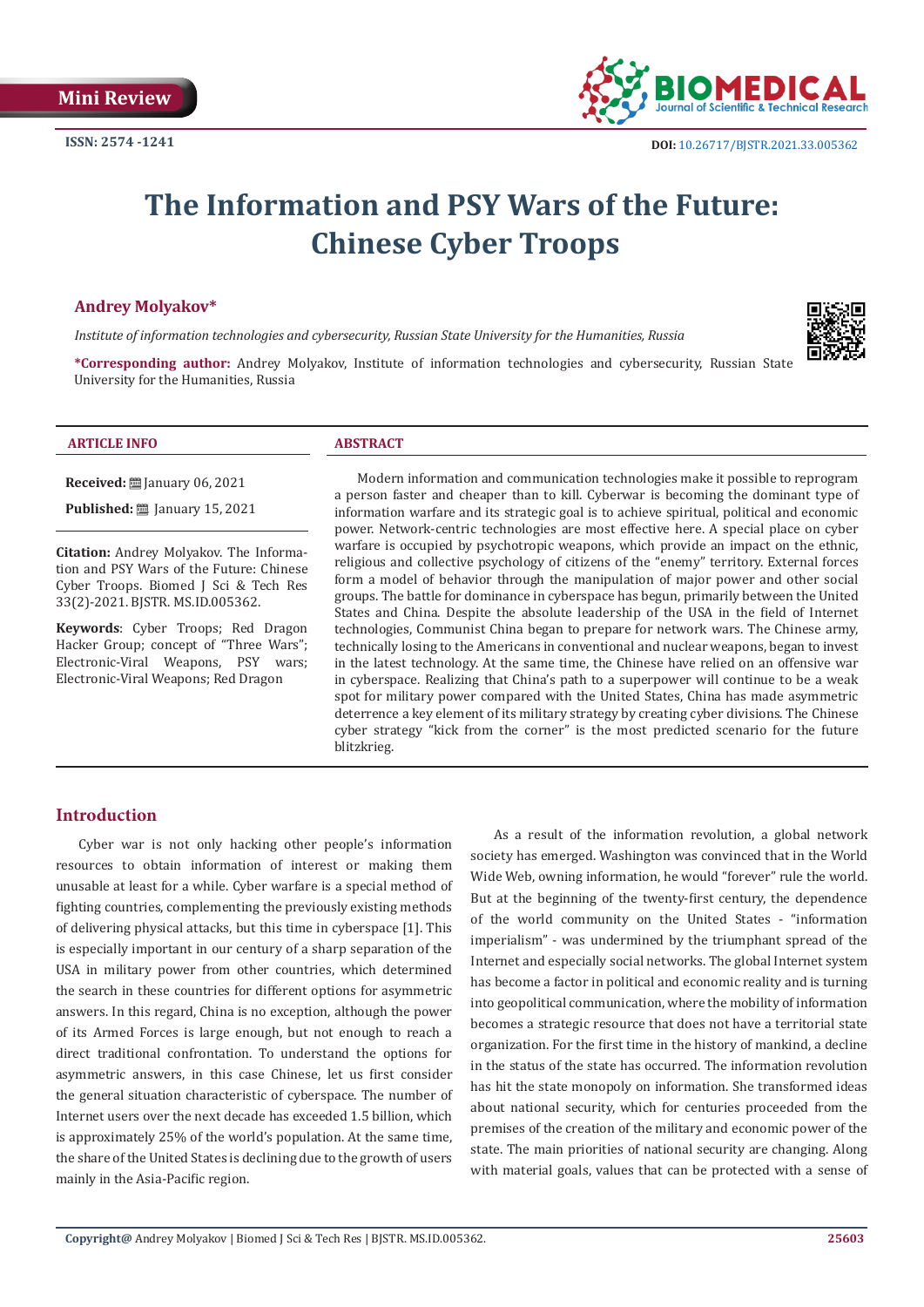Mini Review

ISSN: 2574 -1241

DOI: 10.26717/BJSTR.2021.33.005362

# The Information and PSY Wars of the Future: Chinese Cyber Troops

**Andrey Molyakov***

*Institute of information technologies and cybersecurity, Russian State University for the Humanities, Russia*

**\*Corresponding author:** Andrey Molyakov, Institute of information technologies and cybersecurity, Russian State University for the Humanities, Russia

**ARTICLE INFO**

**Received:** January 06, 2021

**Published:** January 15, 2021

**Citation:** Andrey Molyakov. The Information and PSY Wars of the Future: Chinese Cyber Troops. Biomed J Sci & Tech Res 33(2)-2021. BJSTR. MS.ID.005362.

**Keywords**: Cyber Troops; Red Dragon Hacker Group; concept of "Three Wars"; Electronic-Viral Weapons, PSY wars; Electronic-Viral Weapons; Red Dragon

**ABSTRACT**

Modern information and communication technologies make it possible to reprogram a person faster and cheaper than to kill. Cyberwar is becoming the dominant type of information warfare and its strategic goal is to achieve spiritual, political and economic power. Network-centric technologies are most effective here. A special place on cyber warfare is occupied by psychotropic weapons, which provide an impact on the ethnic, religious and collective psychology of citizens of the "enemy" territory. External forces form a model of behavior through the manipulation of major power and other social groups. The battle for dominance in cyberspace has begun, primarily between the United States and China. Despite the absolute leadership of the USA in the field of Internet technologies, Communist China began to prepare for network wars. The Chinese army, technically losing to the Americans in conventional and nuclear weapons, began to invest in the latest technology. At the same time, the Chinese have relied on an offensive war in cyberspace. Realizing that China's path to a superpower will continue to be a weak spot for military power compared with the United States, China has made asymmetric deterrence a key element of its military strategy by creating cyber divisions. The Chinese cyber strategy "kick from the corner" is the most predicted scenario for the future blitzkrieg.

## Introduction

Cyber war is not only hacking other people's information resources to obtain information of interest or making them unusable at least for a while. Cyber warfare is a special method of fighting countries, complementing the previously existing methods of delivering physical attacks, but this time in cyberspace [1]. This is especially important in our century of a sharp separation of the USA in military power from other countries, which determined the search in these countries for different options for asymmetric answers. In this regard, China is no exception, although the power of its Armed Forces is large enough, but not enough to reach a direct traditional confrontation. To understand the options for asymmetric answers, in this case Chinese, let us first consider the general situation characteristic of cyberspace. The number of Internet users over the next decade has exceeded 1.5 billion, which is approximately 25% of the world's population. At the same time, the share of the United States is declining due to the growth of users mainly in the Asia-Pacific region.

As a result of the information revolution, a global network society has emerged. Washington was convinced that in the World Wide Web, owning information, he would "forever" rule the world. But at the beginning of the twenty-first century, the dependence of the world community on the United States - "information imperialism" - was undermined by the triumphant spread of the Internet and especially social networks. The global Internet system has become a factor in political and economic reality and is turning into geopolitical communication, where the mobility of information becomes a strategic resource that does not have a territorial state organization. For the first time in the history of mankind, a decline in the status of the state has occurred. The information revolution has hit the state monopoly on information. She transformed ideas about national security, which for centuries proceeded from the premises of the creation of the military and economic power of the state. The main priorities of national security are changing. Along with material goals, values that can be protected with a sense of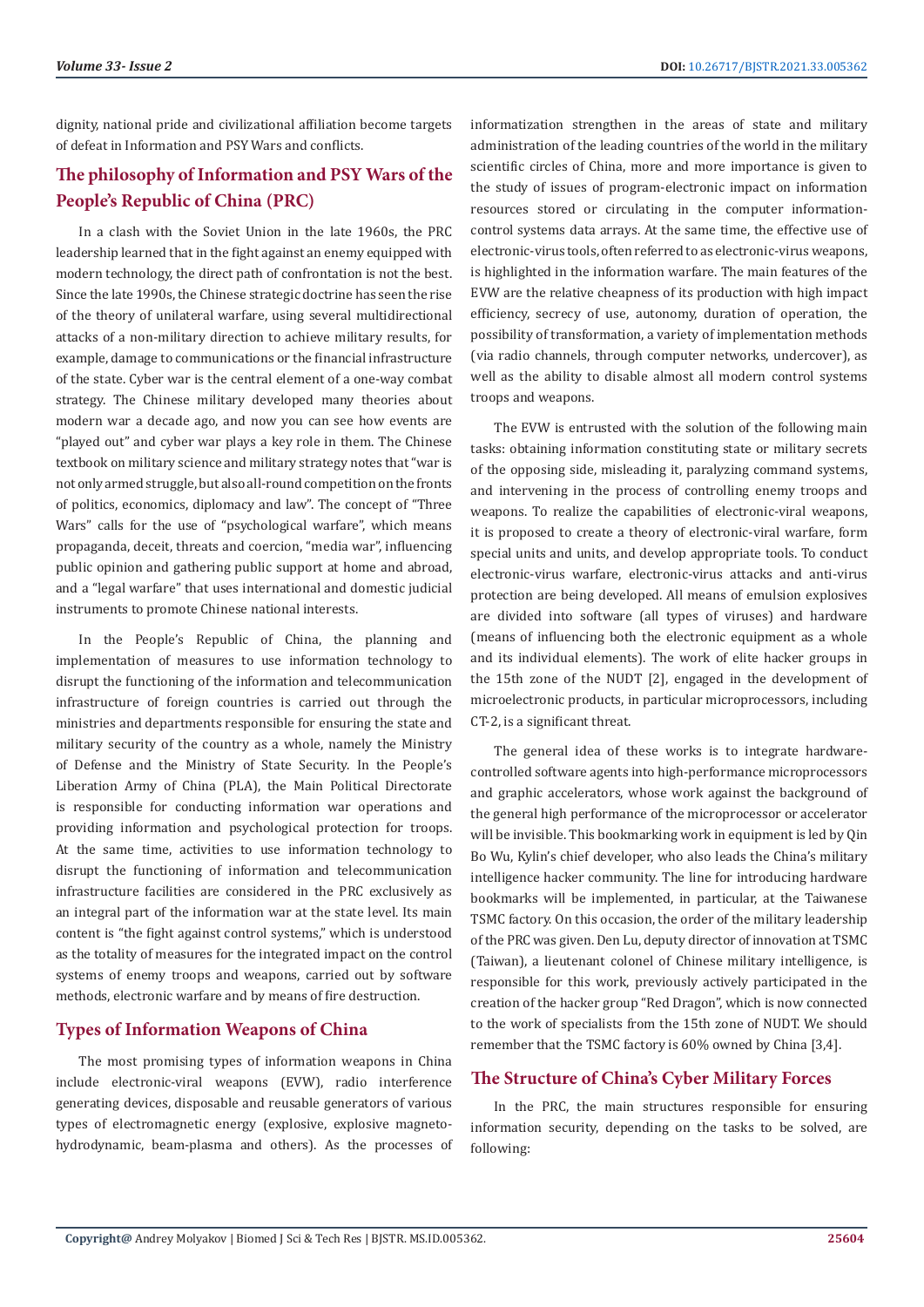dignity, national pride and civilizational affiliation become targets of defeat in Information and PSY Wars and conflicts.

## The philosophy of Information and PSY Wars of the People's Republic of China (PRC)

In a clash with the Soviet Union in the late 1960s, the PRC leadership learned that in the fight against an enemy equipped with modern technology, the direct path of confrontation is not the best. Since the late 1990s, the Chinese strategic doctrine has seen the rise of the theory of unilateral warfare, using several multidirectional attacks of a non-military direction to achieve military results, for example, damage to communications or the financial infrastructure of the state. Cyber war is the central element of a one-way combat strategy. The Chinese military developed many theories about modern war a decade ago, and now you can see how events are "played out" and cyber war plays a key role in them. The Chinese textbook on military science and military strategy notes that "war is not only armed struggle, but also all-round competition on the fronts of politics, economics, diplomacy and law". The concept of "Three Wars" calls for the use of "psychological warfare", which means propaganda, deceit, threats and coercion, "media war", influencing public opinion and gathering public support at home and abroad, and a "legal warfare" that uses international and domestic judicial instruments to promote Chinese national interests.

In the People's Republic of China, the planning and implementation of measures to use information technology to disrupt the functioning of the information and telecommunication infrastructure of foreign countries is carried out through the ministries and departments responsible for ensuring the state and military security of the country as a whole, namely the Ministry of Defense and the Ministry of State Security. In the People's Liberation Army of China (PLA), the Main Political Directorate is responsible for conducting information war operations and providing information and psychological protection for troops. At the same time, activities to use information technology to disrupt the functioning of information and telecommunication infrastructure facilities are considered in the PRC exclusively as an integral part of the information war at the state level. Its main content is "the fight against control systems," which is understood as the totality of measures for the integrated impact on the control systems of enemy troops and weapons, carried out by software methods, electronic warfare and by means of fire destruction.

## Types of Information Weapons of China

The most promising types of information weapons in China include electronic-viral weapons (EVW), radio interference generating devices, disposable and reusable generators of various types of electromagnetic energy (explosive, explosive magneto-hydrodynamic, beam-plasma and others). As the processes of informatization strengthen in the areas of state and military administration of the leading countries of the world in the military scientific circles of China, more and more importance is given to the study of issues of program-electronic impact on information resources stored or circulating in the computer information-control systems data arrays. At the same time, the effective use of electronic-virus tools, often referred to as electronic-virus weapons, is highlighted in the information warfare. The main features of the EVW are the relative cheapness of its production with high impact efficiency, secrecy of use, autonomy, duration of operation, the possibility of transformation, a variety of implementation methods (via radio channels, through computer networks, undercover), as well as the ability to disable almost all modern control systems troops and weapons.

The EVW is entrusted with the solution of the following main tasks: obtaining information constituting state or military secrets of the opposing side, misleading it, paralyzing command systems, and intervening in the process of controlling enemy troops and weapons. To realize the capabilities of electronic-viral weapons, it is proposed to create a theory of electronic-viral warfare, form special units and units, and develop appropriate tools. To conduct electronic-virus warfare, electronic-virus attacks and anti-virus protection are being developed. All means of emulsion explosives are divided into software (all types of viruses) and hardware (means of influencing both the electronic equipment as a whole and its individual elements). The work of elite hacker groups in the 15th zone of the NUDT [2], engaged in the development of microelectronic products, in particular microprocessors, including CT-2, is a significant threat.

The general idea of these works is to integrate hardware-controlled software agents into high-performance microprocessors and graphic accelerators, whose work against the background of the general high performance of the microprocessor or accelerator will be invisible. This bookmarking work in equipment is led by Qin Bo Wu, Kylin's chief developer, who also leads the China's military intelligence hacker community. The line for introducing hardware bookmarks will be implemented, in particular, at the Taiwanese TSMC factory. On this occasion, the order of the military leadership of the PRC was given. Den Lu, deputy director of innovation at TSMC (Taiwan), a lieutenant colonel of Chinese military intelligence, is responsible for this work, previously actively participated in the creation of the hacker group "Red Dragon", which is now connected to the work of specialists from the 15th zone of NUDT. We should remember that the TSMC factory is 60% owned by China [3,4].

## The Structure of China's Cyber Military Forces

In the PRC, the main structures responsible for ensuring information security, depending on the tasks to be solved, are following: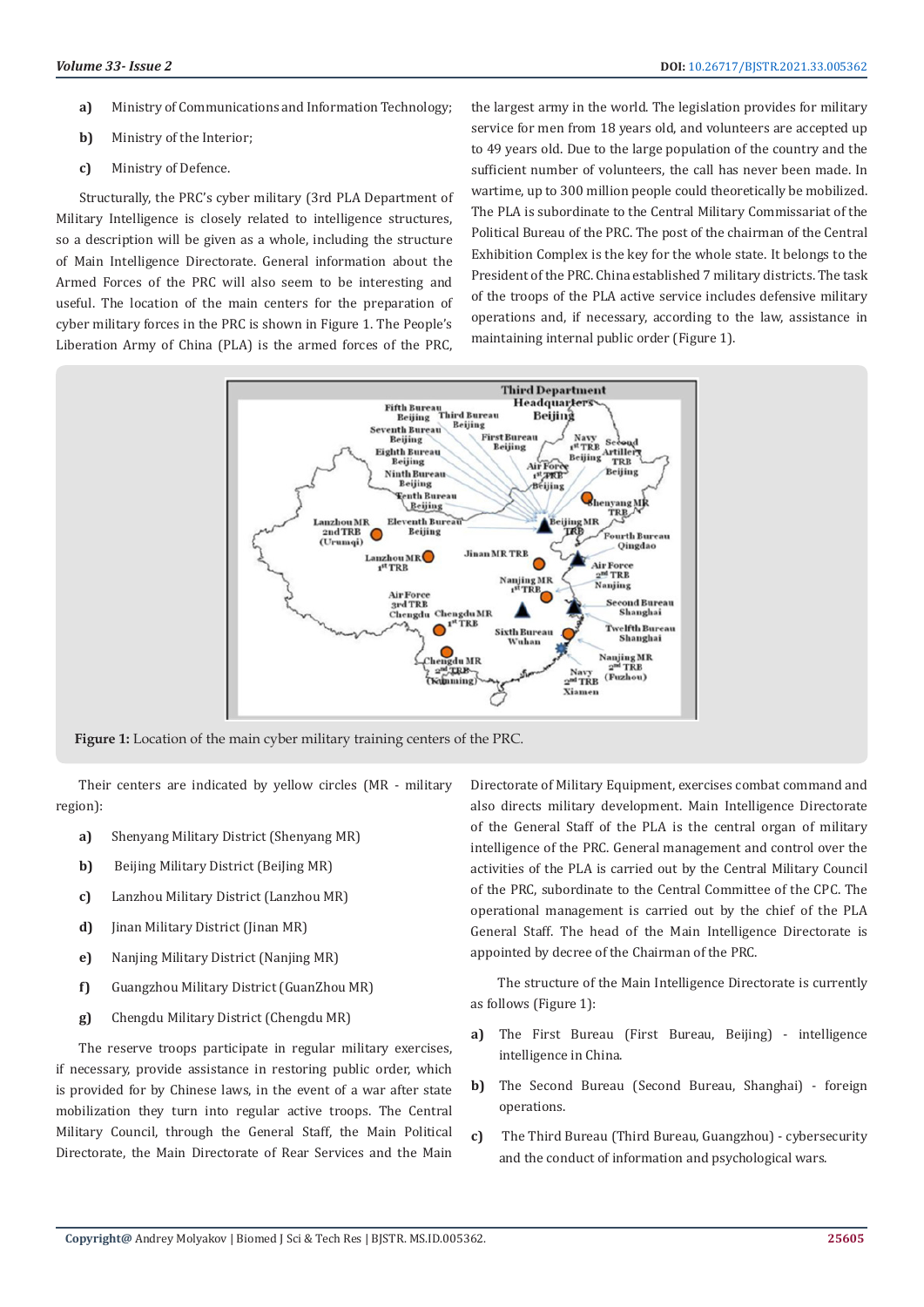a) Ministry of Communications and Information Technology;

b) Ministry of the Interior;

c) Ministry of Defence.

Structurally, the PRC's cyber military (3rd PLA Department of Military Intelligence is closely related to intelligence structures, so a description will be given as a whole, including the structure of Main Intelligence Directorate. General information about the Armed Forces of the PRC will also seem to be interesting and useful. The location of the main centers for the preparation of cyber military forces in the PRC is shown in Figure 1. The People's Liberation Army of China (PLA) is the armed forces of the PRC, the largest army in the world. The legislation provides for military service for men from 18 years old, and volunteers are accepted up to 49 years old. Due to the large population of the country and the sufficient number of volunteers, the call has never been made. In wartime, up to 300 million people could theoretically be mobilized. The PLA is subordinate to the Central Military Commissariat of the Political Bureau of the PRC. The post of the chairman of the Central Exhibition Complex is the key for the whole state. It belongs to the President of the PRC. China established 7 military districts. The task of the troops of the PLA active service includes defensive military operations and, if necessary, according to the law, assistance in maintaining internal public order (Figure 1).

**Figure 1:** Location of the main cyber military training centers of the PRC.

Their centers are indicated by yellow circles (MR - military region):

a) Shenyang Military District (Shenyang MR)

b) Beijing Military District (BeiJing MR)

c) Lanzhou Military District (Lanzhou MR)

d) Jinan Military District (Jinan MR)

e) Nanjing Military District (Nanjing MR)

f) Guangzhou Military District (GuanZhou MR)

g) Chengdu Military District (Chengdu MR)

The reserve troops participate in regular military exercises, if necessary, provide assistance in restoring public order, which is provided for by Chinese laws, in the event of a war after state mobilization they turn into regular active troops. The Central Military Council, through the General Staff, the Main Political Directorate, the Main Directorate of Rear Services and the Main Directorate of Military Equipment, exercises combat command and also directs military development. Main Intelligence Directorate of the General Staff of the PLA is the central organ of military intelligence of the PRC. General management and control over the activities of the PLA is carried out by the Central Military Council of the PRC, subordinate to the Central Committee of the CPC. The operational management is carried out by the chief of the PLA General Staff. The head of the Main Intelligence Directorate is appointed by decree of the Chairman of the PRC.

The structure of the Main Intelligence Directorate is currently as follows (Figure 1):

a) The First Bureau (First Bureau, Beijing) - intelligence intelligence in China.

b) The Second Bureau (Second Bureau, Shanghai) - foreign operations.

c) The Third Bureau (Third Bureau, Guangzhou) - cybersecurity and the conduct of information and psychological wars.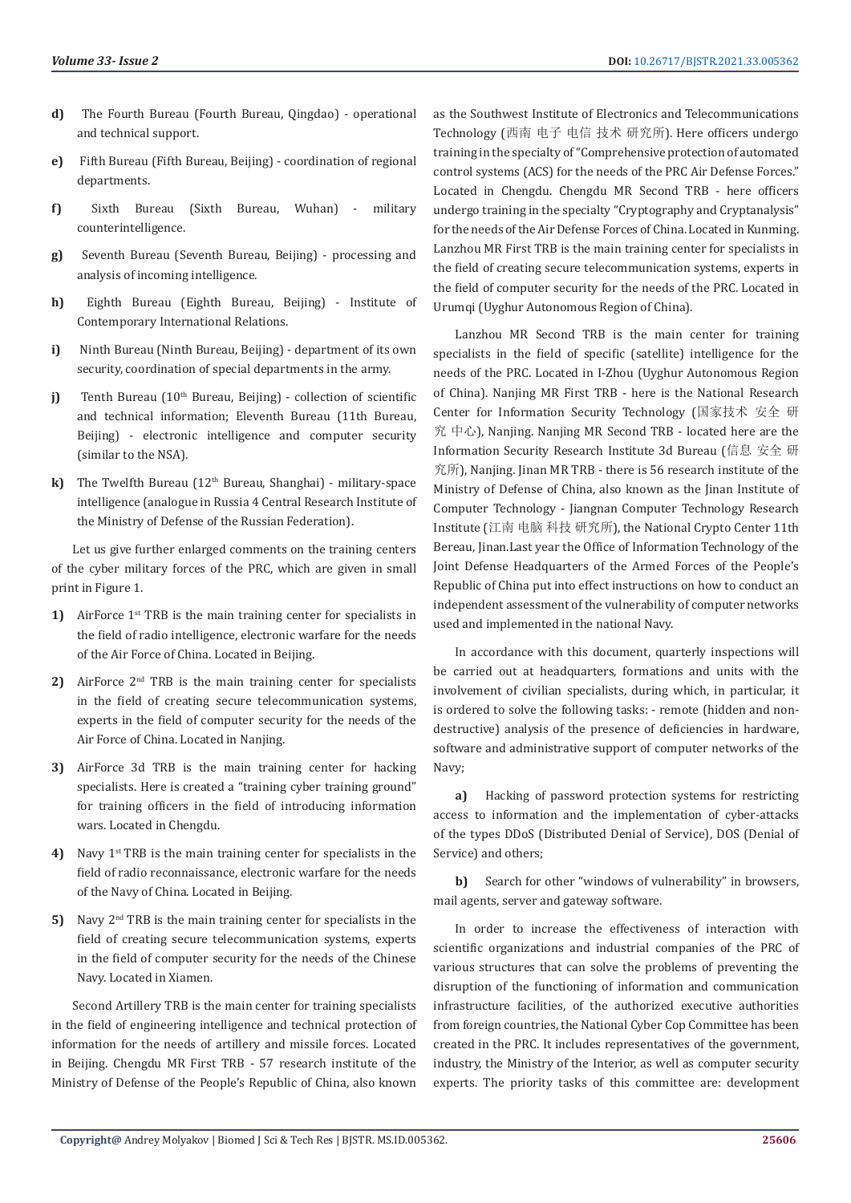**d)** The Fourth Bureau (Fourth Bureau, Qingdao) - operational and technical support.

**e)** Fifth Bureau (Fifth Bureau, Beijing) - coordination of regional departments.

**f)** Sixth Bureau (Sixth Bureau, Wuhan) - military counterintelligence.

**g)** Seventh Bureau (Seventh Bureau, Beijing) - processing and analysis of incoming intelligence.

**h)** Eighth Bureau (Eighth Bureau, Beijing) - Institute of Contemporary International Relations.

**i)** Ninth Bureau (Ninth Bureau, Beijing) - department of its own security, coordination of special departments in the army.

**j)** Tenth Bureau (10th Bureau, Beijing) - collection of scientific and technical information; Eleventh Bureau (11th Bureau, Beijing) - electronic intelligence and computer security (similar to the NSA).

**k)** The Twelfth Bureau (12th Bureau, Shanghai) - military-space intelligence (analogue in Russia 4 Central Research Institute of the Ministry of Defense of the Russian Federation).

Let us give further enlarged comments on the training centers of the cyber military forces of the PRC, which are given in small print in Figure 1.

1) AirForce 1st TRB is the main training center for specialists in the field of radio intelligence, electronic warfare for the needs of the Air Force of China. Located in Beijing.

2) AirForce 2nd TRB is the main training center for specialists in the field of creating secure telecommunication systems, experts in the field of computer security for the needs of the Air Force of China. Located in Nanjing.

3) AirForce 3d TRB is the main training center for hacking specialists. Here is created a "training cyber training ground" for training officers in the field of introducing information wars. Located in Chengdu.

4) Navy 1st TRB is the main training center for specialists in the field of radio reconnaissance, electronic warfare for the needs of the Navy of China. Located in Beijing.

5) Navy 2nd TRB is the main training center for specialists in the field of creating secure telecommunication systems, experts in the field of computer security for the needs of the Chinese Navy. Located in Xiamen.

Second Artillery TRB is the main center for training specialists in the field of engineering intelligence and technical protection of information for the needs of artillery and missile forces. Located in Beijing. Chengdu MR First TRB - 57 research institute of the Ministry of Defense of the People's Republic of China, also known as the Southwest Institute of Electronics and Telecommunications Technology (西南 电子 电信 技术 研究所). Here officers undergo training in the specialty of "Comprehensive protection of automated control systems (ACS) for the needs of the PRC Air Defense Forces." Located in Chengdu. Chengdu MR Second TRB - here officers undergo training in the specialty "Cryptography and Cryptanalysis" for the needs of the Air Defense Forces of China. Located in Kunming. Lanzhou MR First TRB is the main training center for specialists in the field of creating secure telecommunication systems, experts in the field of computer security for the needs of the PRC. Located in Urumqi (Uyghur Autonomous Region of China).

Lanzhou MR Second TRB is the main center for training specialists in the field of specific (satellite) intelligence for the needs of the PRC. Located in I-Zhou (Uyghur Autonomous Region of China). Nanjing MR First TRB - here is the National Research Center for Information Security Technology (国家技术 安全 研究 中心), Nanjing. Nanjing MR Second TRB - located here are the Information Security Research Institute 3d Bureau (信息 安全 研究所), Nanjing. Jinan MR TRB - there is 56 research institute of the Ministry of Defense of China, also known as the Jinan Institute of Computer Technology - Jiangnan Computer Technology Research Institute (江南 电脑 科技 研究所), the National Crypto Center 11th Bereau, Jinan.Last year the Office of Information Technology of the Joint Defense Headquarters of the Armed Forces of the People's Republic of China put into effect instructions on how to conduct an independent assessment of the vulnerability of computer networks used and implemented in the national Navy.

In accordance with this document, quarterly inspections will be carried out at headquarters, formations and units with the involvement of civilian specialists, during which, in particular, it is ordered to solve the following tasks: - remote (hidden and non-destructive) analysis of the presence of deficiencies in hardware, software and administrative support of computer networks of the Navy;

**a)** Hacking of password protection systems for restricting access to information and the implementation of cyber-attacks of the types DDoS (Distributed Denial of Service), DOS (Denial of Service) and others;

**b)** Search for other "windows of vulnerability" in browsers, mail agents, server and gateway software.

In order to increase the effectiveness of interaction with scientific organizations and industrial companies of the PRC of various structures that can solve the problems of preventing the disruption of the functioning of information and communication infrastructure facilities, of the authorized executive authorities from foreign countries, the National Cyber Cop Committee has been created in the PRC. It includes representatives of the government, industry, the Ministry of the Interior, as well as computer security experts. The priority tasks of this committee are: development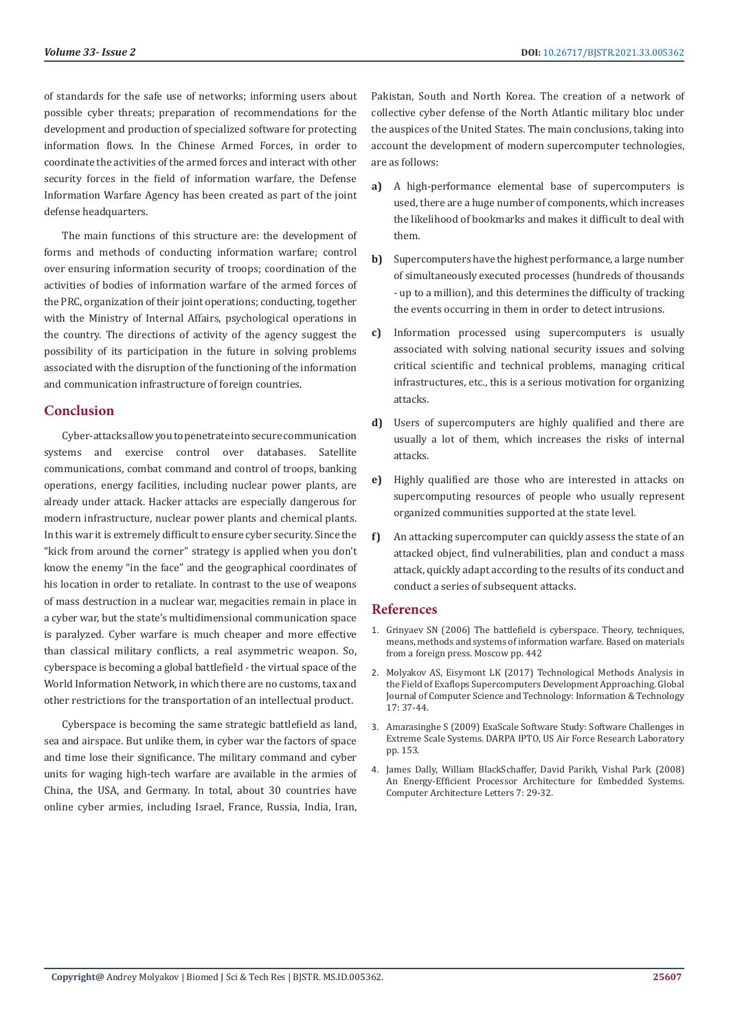of standards for the safe use of networks; informing users about possible cyber threats; preparation of recommendations for the development and production of specialized software for protecting information flows. In the Chinese Armed Forces, in order to coordinate the activities of the armed forces and interact with other security forces in the field of information warfare, the Defense Information Warfare Agency has been created as part of the joint defense headquarters.

The main functions of this structure are: the development of forms and methods of conducting information warfare; control over ensuring information security of troops; coordination of the activities of bodies of information warfare of the armed forces of the PRC, organization of their joint operations; conducting, together with the Ministry of Internal Affairs, psychological operations in the country. The directions of activity of the agency suggest the possibility of its participation in the future in solving problems associated with the disruption of the functioning of the information and communication infrastructure of foreign countries.

## Conclusion

Cyber-attacks allow you to penetrate into secure communication systems and exercise control over databases. Satellite communications, combat command and control of troops, banking operations, energy facilities, including nuclear power plants, are already under attack. Hacker attacks are especially dangerous for modern infrastructure, nuclear power plants and chemical plants. In this war it is extremely difficult to ensure cyber security. Since the "kick from around the corner" strategy is applied when you don't know the enemy "in the face" and the geographical coordinates of his location in order to retaliate. In contrast to the use of weapons of mass destruction in a nuclear war, megacities remain in place in a cyber war, but the state's multidimensional communication space is paralyzed. Cyber warfare is much cheaper and more effective than classical military conflicts, a real asymmetric weapon. So, cyberspace is becoming a global battlefield - the virtual space of the World Information Network, in which there are no customs, tax and other restrictions for the transportation of an intellectual product.

Cyberspace is becoming the same strategic battlefield as land, sea and airspace. But unlike them, in cyber war the factors of space and time lose their significance. The military command and cyber units for waging high-tech warfare are available in the armies of China, the USA, and Germany. In total, about 30 countries have online cyber armies, including Israel, France, Russia, India, Iran, Pakistan, South and North Korea. The creation of a network of collective cyber defense of the North Atlantic military bloc under the auspices of the United States. The main conclusions, taking into account the development of modern supercomputer technologies, are as follows:

a) A high-performance elemental base of supercomputers is used, there are a huge number of components, which increases the likelihood of bookmarks and makes it difficult to deal with them.

b) Supercomputers have the highest performance, a large number of simultaneously executed processes (hundreds of thousands - up to a million), and this determines the difficulty of tracking the events occurring in them in order to detect intrusions.

c) Information processed using supercomputers is usually associated with solving national security issues and solving critical scientific and technical problems, managing critical infrastructures, etc., this is a serious motivation for organizing attacks.

d) Users of supercomputers are highly qualified and there are usually a lot of them, which increases the risks of internal attacks.

e) Highly qualified are those who are interested in attacks on supercomputing resources of people who usually represent organized communities supported at the state level.

f) An attacking supercomputer can quickly assess the state of an attacked object, find vulnerabilities, plan and conduct a mass attack, quickly adapt according to the results of its conduct and conduct a series of subsequent attacks.

## References

1. Grinyaev SN (2006) The battlefield is cyberspace. Theory, techniques, means, methods and systems of information warfare. Based on materials from a foreign press. Moscow pp. 442
2. Molyakov AS, Eisymont LK (2017) Technological Methods Analysis in the Field of Exaflops Supercomputers Development Approaching. Global Journal of Computer Science and Technology: Information & Technology 17: 37-44.
3. Amarasinghe S (2009) ExaScale Software Study: Software Challenges in Extreme Scale Systems. DARPA IPTO, US Air Force Research Laboratory pp. 153.
4. James Dally, William BlackSchaffer, David Parikh, Vishal Park (2008) An Energy-Efficient Processor Architecture for Embedded Systems. Computer Architecture Letters 7: 29-32.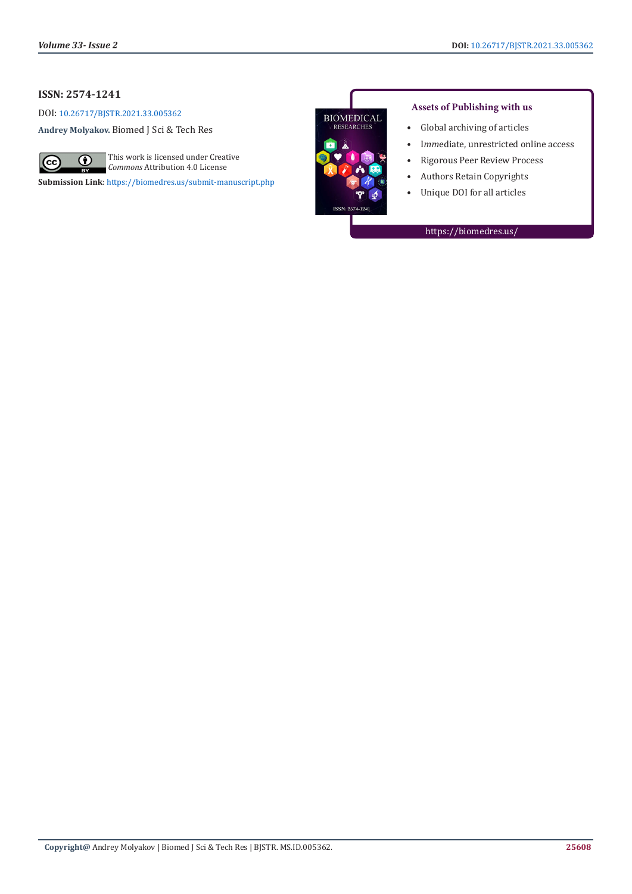**ISSN: 2574-1241**

DOI: 10.26717/BJSTR.2021.33.005362

**Andrey Molyakov.** Biomed J Sci & Tech Res

This work is licensed under Creative *Commons* Attribution 4.0 License

**Submission Link**: https://biomedres.us/submit-manuscript.php

### Assets of Publishing with us

- Global archiving of articles
- Immediate, unrestricted online access
- Rigorous Peer Review Process
- Authors Retain Copyrights
- Unique DOI for all articles

https://biomedres.us/